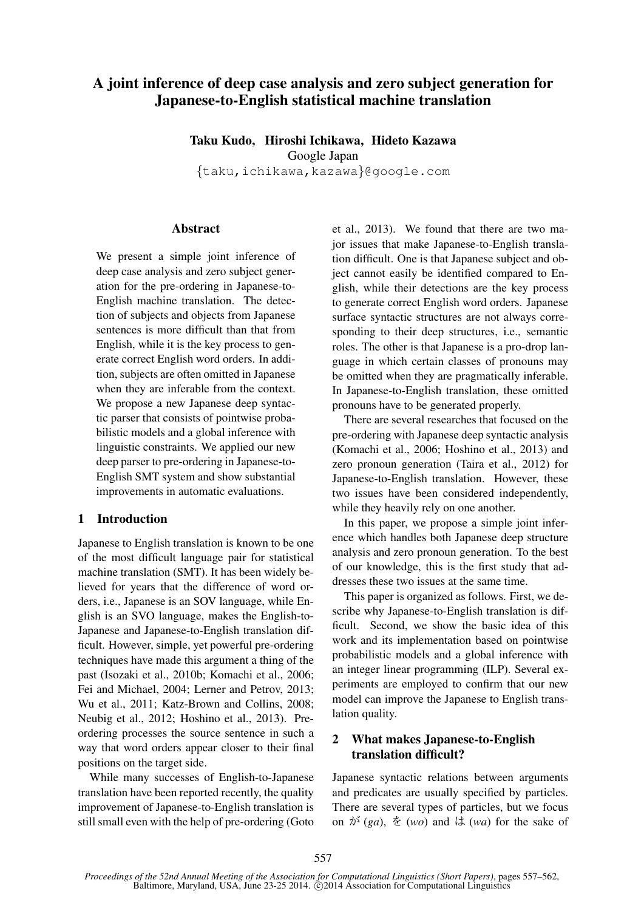# A joint inference of deep case analysis and zero subject generation for Japanese-to-English statistical machine translation

**Taku Kudo, Hiroshi Ichikawa, Hideto Kazawa**
Google Japan
{taku,ichikawa,kazawa}@google.com

## Abstract

We present a simple joint inference of deep case analysis and zero subject generation for the pre-ordering in Japanese-to-English machine translation. The detection of subjects and objects from Japanese sentences is more difficult than that from English, while it is the key process to generate correct English word orders. In addition, subjects are often omitted in Japanese when they are inferable from the context. We propose a new Japanese deep syntactic parser that consists of pointwise probabilistic models and a global inference with linguistic constraints. We applied our new deep parser to pre-ordering in Japanese-to-English SMT system and show substantial improvements in automatic evaluations.

## 1 Introduction

Japanese to English translation is known to be one of the most difficult language pair for statistical machine translation (SMT). It has been widely believed for years that the difference of word orders, i.e., Japanese is an SOV language, while English is an SVO language, makes the English-to-Japanese and Japanese-to-English translation difficult. However, simple, yet powerful pre-ordering techniques have made this argument a thing of the past (Isozaki et al., 2010b; Komachi et al., 2006; Fei and Michael, 2004; Lerner and Petrov, 2013; Wu et al., 2011; Katz-Brown and Collins, 2008; Neubig et al., 2012; Hoshino et al., 2013). Pre-ordering processes the source sentence in such a way that word orders appear closer to their final positions on the target side.

While many successes of English-to-Japanese translation have been reported recently, the quality improvement of Japanese-to-English translation is still small even with the help of pre-ordering (Goto et al., 2013). We found that there are two major issues that make Japanese-to-English translation difficult. One is that Japanese subject and object cannot easily be identified compared to English, while their detections are the key process to generate correct English word orders. Japanese surface syntactic structures are not always corresponding to their deep structures, i.e., semantic roles. The other is that Japanese is a pro-drop language in which certain classes of pronouns may be omitted when they are pragmatically inferable. In Japanese-to-English translation, these omitted pronouns have to be generated properly.

There are several researches that focused on the pre-ordering with Japanese deep syntactic analysis (Komachi et al., 2006; Hoshino et al., 2013) and zero pronoun generation (Taira et al., 2012) for Japanese-to-English translation. However, these two issues have been considered independently, while they heavily rely on one another.

In this paper, we propose a simple joint inference which handles both Japanese deep structure analysis and zero pronoun generation. To the best of our knowledge, this is the first study that addresses these two issues at the same time.

This paper is organized as follows. First, we describe why Japanese-to-English translation is difficult. Second, we show the basic idea of this work and its implementation based on pointwise probabilistic models and a global inference with an integer linear programming (ILP). Several experiments are employed to confirm that our new model can improve the Japanese to English translation quality.

## 2 What makes Japanese-to-English translation difficult?

Japanese syntactic relations between arguments and predicates are usually specified by particles. There are several types of particles, but we focus on が (*ga*), を (*wo*) and は (*wa*) for the sake of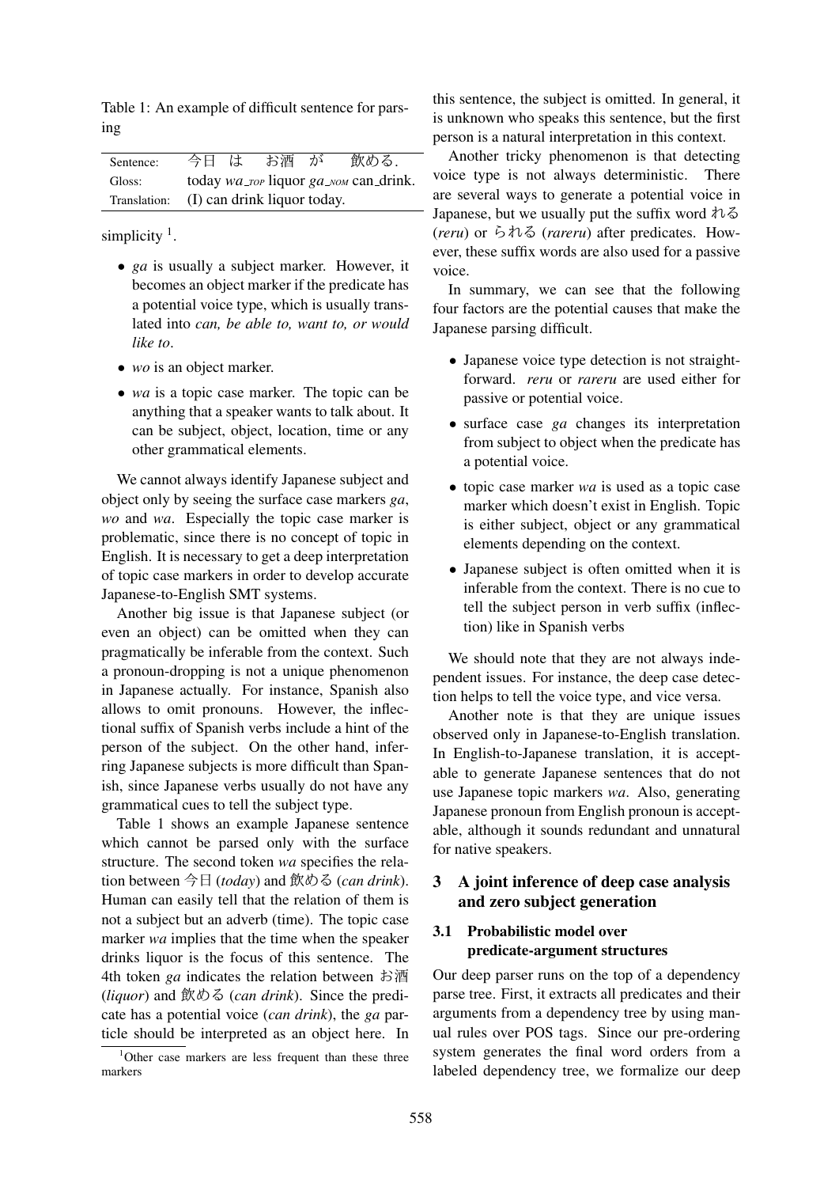Table 1: An example of difficult sentence for parsing

| Sentence: | 今日 は お酒 が 飲める. |
|---|---|
| Gloss: | today *wa*\_TOP liquor *ga*\_NOM can_drink. |
| Translation: | (I) can drink liquor today. |

simplicity [1].

- *ga* is usually a subject marker. However, it becomes an object marker if the predicate has a potential voice type, which is usually translated into *can, be able to, want to, or would like to*.
- *wo* is an object marker.
- *wa* is a topic case marker. The topic can be anything that a speaker wants to talk about. It can be subject, object, location, time or any other grammatical elements.

We cannot always identify Japanese subject and object only by seeing the surface case markers *ga*, *wo* and *wa*. Especially the topic case marker is problematic, since there is no concept of topic in English. It is necessary to get a deep interpretation of topic case markers in order to develop accurate Japanese-to-English SMT systems.

Another big issue is that Japanese subject (or even an object) can be omitted when they can pragmatically be inferable from the context. Such a pronoun-dropping is not a unique phenomenon in Japanese actually. For instance, Spanish also allows to omit pronouns. However, the inflectional suffix of Spanish verbs include a hint of the person of the subject. On the other hand, inferring Japanese subjects is more difficult than Spanish, since Japanese verbs usually do not have any grammatical cues to tell the subject type.

Table 1 shows an example Japanese sentence which cannot be parsed only with the surface structure. The second token *wa* specifies the relation between 今日 (*today*) and 飲める (*can drink*). Human can easily tell that the relation of them is not a subject but an adverb (time). The topic case marker *wa* implies that the time when the speaker drinks liquor is the focus of this sentence. The 4th token *ga* indicates the relation between お酒 (*liquor*) and 飲める (*can drink*). Since the predicate has a potential voice (*can drink*), the *ga* particle should be interpreted as an object here. In this sentence, the subject is omitted. In general, it is unknown who speaks this sentence, but the first person is a natural interpretation in this context.

Another tricky phenomenon is that detecting voice type is not always deterministic. There are several ways to generate a potential voice in Japanese, but we usually put the suffix word れる (*reru*) or られる (*rareru*) after predicates. However, these suffix words are also used for a passive voice.

In summary, we can see that the following four factors are the potential causes that make the Japanese parsing difficult.

- Japanese voice type detection is not straightforward. *reru* or *rareru* are used either for passive or potential voice.
- surface case *ga* changes its interpretation from subject to object when the predicate has a potential voice.
- topic case marker *wa* is used as a topic case marker which doesn't exist in English. Topic is either subject, object or any grammatical elements depending on the context.
- Japanese subject is often omitted when it is inferable from the context. There is no cue to tell the subject person in verb suffix (inflection) like in Spanish verbs

We should note that they are not always independent issues. For instance, the deep case detection helps to tell the voice type, and vice versa.

Another note is that they are unique issues observed only in Japanese-to-English translation. In English-to-Japanese translation, it is acceptable to generate Japanese sentences that do not use Japanese topic markers *wa*. Also, generating Japanese pronoun from English pronoun is acceptable, although it sounds redundant and unnatural for native speakers.

## 3 A joint inference of deep case analysis and zero subject generation

### 3.1 Probabilistic model over predicate-argument structures

Our deep parser runs on the top of a dependency parse tree. First, it extracts all predicates and their arguments from a dependency tree by using manual rules over POS tags. Since our pre-ordering system generates the final word orders from a labeled dependency tree, we formalize our deep

[1] Other case markers are less frequent than these three markers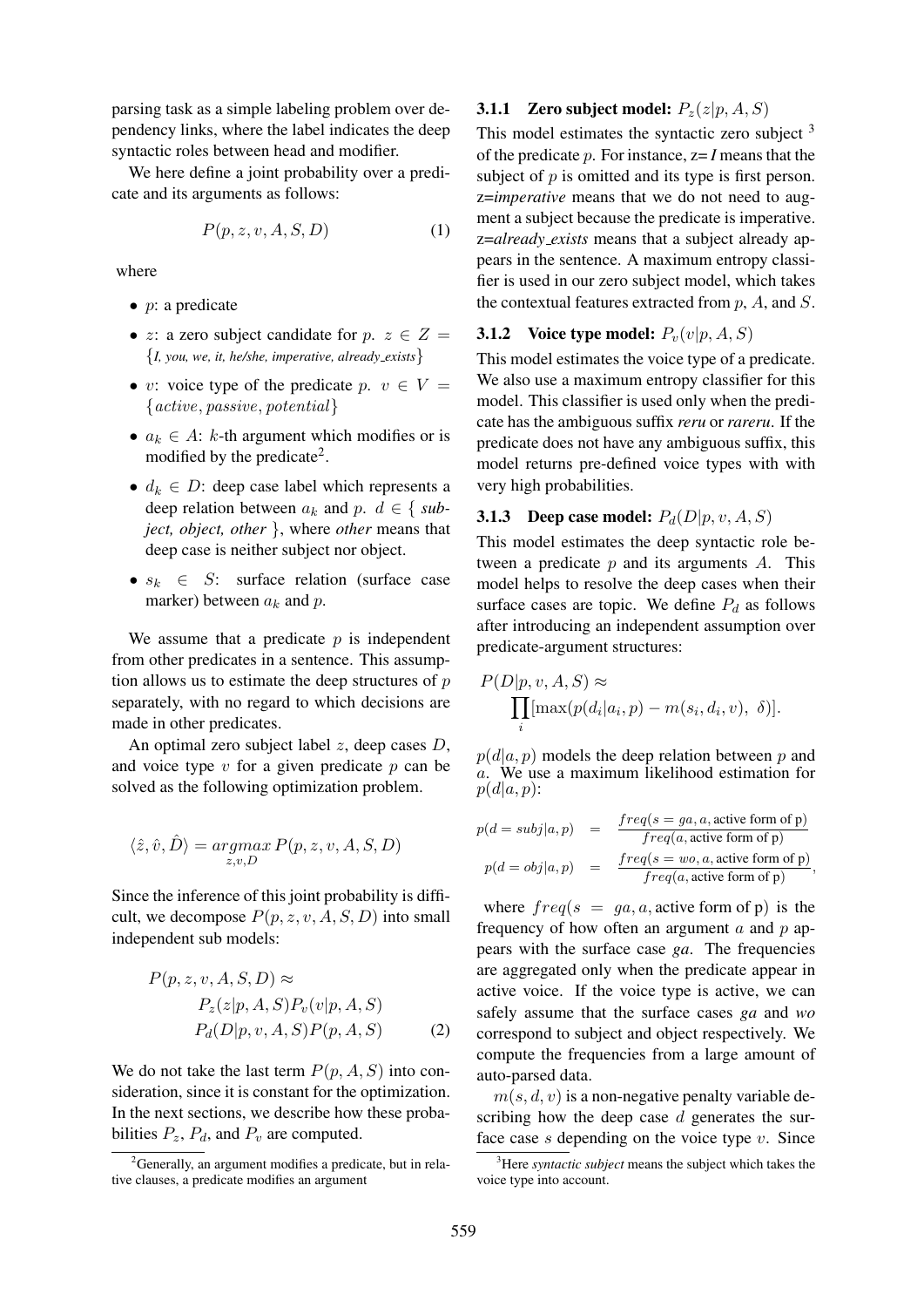parsing task as a simple labeling problem over dependency links, where the label indicates the deep syntactic roles between head and modifier.

We here define a joint probability over a predicate and its arguments as follows:

$$P(p, z, v, A, S, D) \tag{1}$$

where

- $p$: a predicate
- $z$: a zero subject candidate for $p$. $z \in Z = \{$*I, you, we, it, he/she, imperative, already_exists*$\}$
- $v$: voice type of the predicate $p$. $v \in V = \{active, passive, potential\}$
- $a_k \in A$: $k$-th argument which modifies or is modified by the predicate[2].
- $d_k \in D$: deep case label which represents a deep relation between $a_k$ and $p$. $d \in \{$ *subject, object, other* $\}$, where *other* means that deep case is neither subject nor object.
- $s_k \in S$: surface relation (surface case marker) between $a_k$ and $p$.

We assume that a predicate $p$ is independent from other predicates in a sentence. This assumption allows us to estimate the deep structures of $p$ separately, with no regard to which decisions are made in other predicates.

An optimal zero subject label $z$, deep cases $D$, and voice type $v$ for a given predicate $p$ can be solved as the following optimization problem.

$$\langle \hat{z}, \hat{v}, \hat{D} \rangle = \underset{z,v,D}{argmax}\, P(p, z, v, A, S, D)$$

Since the inference of this joint probability is difficult, we decompose $P(p, z, v, A, S, D)$ into small independent sub models:

$$\begin{aligned} P(p, z, v, A, S, D) \approx& \\ & P_z(z|p, A, S) P_v(v|p, A, S) \\ & P_d(D|p, v, A, S) P(p, A, S) \end{aligned} \tag{2}$$

We do not take the last term $P(p, A, S)$ into consideration, since it is constant for the optimization. In the next sections, we describe how these probabilities $P_z$, $P_d$, and $P_v$ are computed.

[2] Generally, an argument modifies a predicate, but in relative clauses, a predicate modifies an argument

### 3.1.1 Zero subject model: $P_z(z|p, A, S)$

This model estimates the syntactic zero subject [3] of the predicate $p$. For instance, z=*I* means that the subject of $p$ is omitted and its type is first person. z=*imperative* means that we do not need to augment a subject because the predicate is imperative. z=*already_exists* means that a subject already appears in the sentence. A maximum entropy classifier is used in our zero subject model, which takes the contextual features extracted from $p$, $A$, and $S$.

### 3.1.2 Voice type model: $P_v(v|p, A, S)$

This model estimates the voice type of a predicate. We also use a maximum entropy classifier for this model. This classifier is used only when the predicate has the ambiguous suffix *reru* or *rareru*. If the predicate does not have any ambiguous suffix, this model returns pre-defined voice types with with very high probabilities.

### 3.1.3 Deep case model: $P_d(D|p, v, A, S)$

This model estimates the deep syntactic role between a predicate $p$ and its arguments $A$. This model helps to resolve the deep cases when their surface cases are topic. We define $P_d$ as follows after introducing an independent assumption over predicate-argument structures:

$$\begin{aligned} P(D|p, v, A, S) \approx& \\ & \prod_i [\max(p(d_i|a_i, p) - m(s_i, d_i, v),\ \delta)]. \end{aligned}$$

$p(d|a, p)$ models the deep relation between $p$ and $a$. We use a maximum likelihood estimation for $p(d|a, p)$:

$$\begin{aligned} p(d = subj|a, p) &= \frac{freq(s = ga, a, \text{active form of p})}{freq(a, \text{active form of p})} \\ p(d = obj|a, p) &= \frac{freq(s = wo, a, \text{active form of p})}{freq(a, \text{active form of p})}, \end{aligned}$$

where $freq(s = ga, a, \text{active form of p})$ is the frequency of how often an argument $a$ and $p$ appears with the surface case *ga*. The frequencies are aggregated only when the predicate appear in active voice. If the voice type is active, we can safely assume that the surface cases *ga* and *wo* correspond to subject and object respectively. We compute the frequencies from a large amount of auto-parsed data.

$m(s, d, v)$ is a non-negative penalty variable describing how the deep case $d$ generates the surface case $s$ depending on the voice type $v$. Since

[3] Here *syntactic subject* means the subject which takes the voice type into account.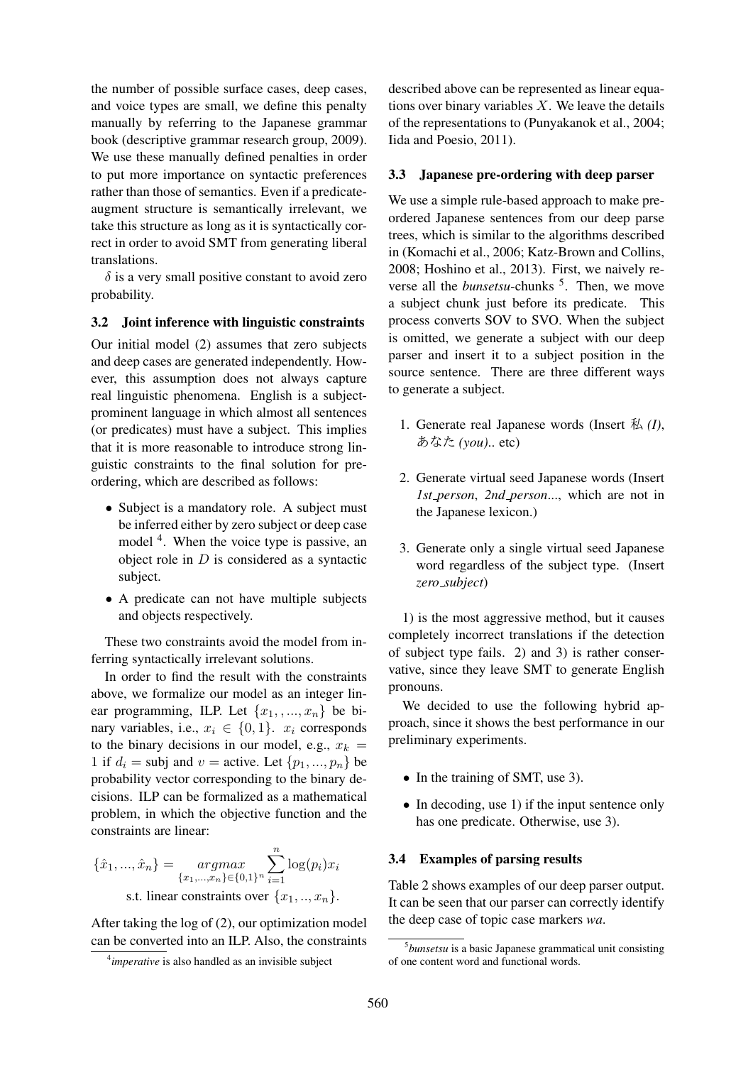the number of possible surface cases, deep cases, and voice types are small, we define this penalty manually by referring to the Japanese grammar book (descriptive grammar research group, 2009). We use these manually defined penalties in order to put more importance on syntactic preferences rather than those of semantics. Even if a predicate-augment structure is semantically irrelevant, we take this structure as long as it is syntactically correct in order to avoid SMT from generating liberal translations.

$\delta$ is a very small positive constant to avoid zero probability.

### 3.2 Joint inference with linguistic constraints

Our initial model (2) assumes that zero subjects and deep cases are generated independently. However, this assumption does not always capture real linguistic phenomena. English is a subject-prominent language in which almost all sentences (or predicates) must have a subject. This implies that it is more reasonable to introduce strong linguistic constraints to the final solution for pre-ordering, which are described as follows:

- Subject is a mandatory role. A subject must be inferred either by zero subject or deep case model [4]. When the voice type is passive, an object role in $D$ is considered as a syntactic subject.
- A predicate can not have multiple subjects and objects respectively.

These two constraints avoid the model from inferring syntactically irrelevant solutions.

In order to find the result with the constraints above, we formalize our model as an integer linear programming, ILP. Let $\{x_1, ..., x_n\}$ be binary variables, i.e., $x_i \in \{0, 1\}$. $x_i$ corresponds to the binary decisions in our model, e.g., $x_k = 1$ if $d_i = \text{subj}$ and $v = \text{active}$. Let $\{p_1, ..., p_n\}$ be probability vector corresponding to the binary decisions. ILP can be formalized as a mathematical problem, in which the objective function and the constraints are linear:

$$\{\hat{x}_1, ..., \hat{x}_n\} = \underset{\{x_1,...,x_n\} \in \{0,1\}^n}{argmax} \sum_{i=1}^{n} \log(p_i) x_i$$
$$\text{s.t. linear constraints over } \{x_1, .., x_n\}.$$

After taking the log of (2), our optimization model can be converted into an ILP. Also, the constraints described above can be represented as linear equations over binary variables $X$. We leave the details of the representations to (Punyakanok et al., 2004; Iida and Poesio, 2011).

### 3.3 Japanese pre-ordering with deep parser

We use a simple rule-based approach to make pre-ordered Japanese sentences from our deep parse trees, which is similar to the algorithms described in (Komachi et al., 2006; Katz-Brown and Collins, 2008; Hoshino et al., 2013). First, we naively reverse all the *bunsetsu*-chunks [5]. Then, we move a subject chunk just before its predicate. This process converts SOV to SVO. When the subject is omitted, we generate a subject with our deep parser and insert it to a subject position in the source sentence. There are three different ways to generate a subject.

1. Generate real Japanese words (Insert 私 *(I)*, あなた *(you)*.. etc)
2. Generate virtual seed Japanese words (Insert *1st_person*, *2nd_person*..., which are not in the Japanese lexicon.)
3. Generate only a single virtual seed Japanese word regardless of the subject type. (Insert *zero_subject*)

1) is the most aggressive method, but it causes completely incorrect translations if the detection of subject type fails. 2) and 3) is rather conservative, since they leave SMT to generate English pronouns.

We decided to use the following hybrid approach, since it shows the best performance in our preliminary experiments.

- In the training of SMT, use 3).
- In decoding, use 1) if the input sentence only has one predicate. Otherwise, use 3).

### 3.4 Examples of parsing results

Table 2 shows examples of our deep parser output. It can be seen that our parser can correctly identify the deep case of topic case markers *wa*.

[4] *imperative* is also handled as an invisible subject

[5] *bunsetsu* is a basic Japanese grammatical unit consisting of one content word and functional words.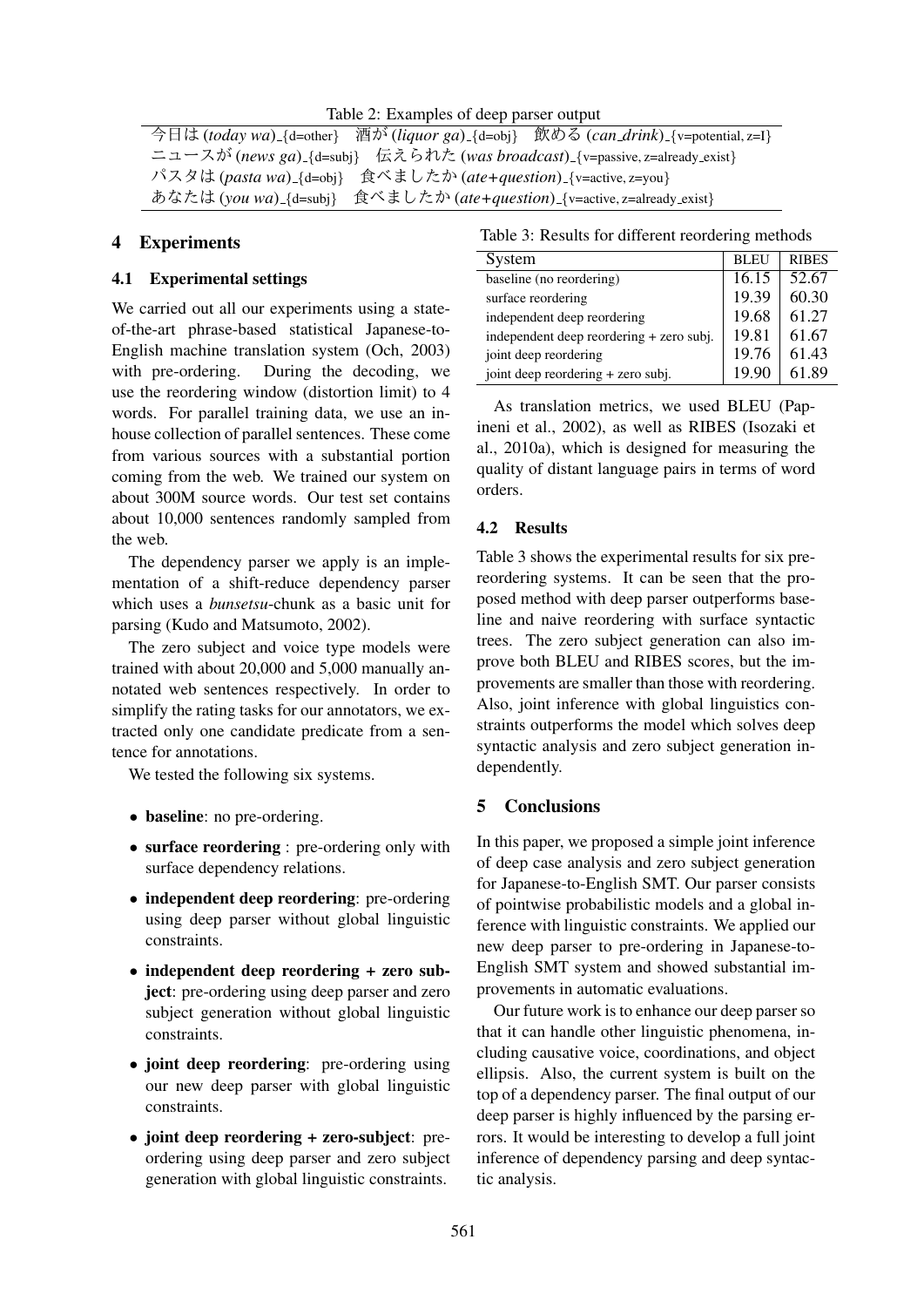Table 2: Examples of deep parser output

| |
|---|
| 今日は (*today wa*)_{d=other} 酒が (*liquor ga*)_{d=obj} 飲める (*can_drink*)_{v=potential, z=I} |
| ニュースが (*news ga*)_{d=subj} 伝えられた (*was broadcast*)_{v=passive, z=already_exist} |
| パスタは (*pasta wa*)_{d=obj} 食べましたか (*ate+question*)_{v=active, z=you} |
| あなたは (*you wa*)_{d=subj} 食べましたか (*ate+question*)_{v=active, z=already_exist} |

## 4 Experiments

### 4.1 Experimental settings

We carried out all our experiments using a state-of-the-art phrase-based statistical Japanese-to-English machine translation system (Och, 2003) with pre-ordering. During the decoding, we use the reordering window (distortion limit) to 4 words. For parallel training data, we use an in-house collection of parallel sentences. These come from various sources with a substantial portion coming from the web. We trained our system on about 300M source words. Our test set contains about 10,000 sentences randomly sampled from the web.

The dependency parser we apply is an implementation of a shift-reduce dependency parser which uses a *bunsetsu*-chunk as a basic unit for parsing (Kudo and Matsumoto, 2002).

The zero subject and voice type models were trained with about 20,000 and 5,000 manually annotated web sentences respectively. In order to simplify the rating tasks for our annotators, we extracted only one candidate predicate from a sentence for annotations.

We tested the following six systems.

- **baseline**: no pre-ordering.
- **surface reordering** : pre-ordering only with surface dependency relations.
- **independent deep reordering**: pre-ordering using deep parser without global linguistic constraints.
- **independent deep reordering + zero subject**: pre-ordering using deep parser and zero subject generation without global linguistic constraints.
- **joint deep reordering**: pre-ordering using our new deep parser with global linguistic constraints.
- **joint deep reordering + zero-subject**: pre-ordering using deep parser and zero subject generation with global linguistic constraints.

Table 3: Results for different reordering methods

| System | BLEU | RIBES |
|---|---|---|
| baseline (no reordering) | 16.15 | 52.67 |
| surface reordering | 19.39 | 60.30 |
| independent deep reordering | 19.68 | 61.27 |
| independent deep reordering + zero subj. | 19.81 | 61.67 |
| joint deep reordering | 19.76 | 61.43 |
| joint deep reordering + zero subj. | 19.90 | 61.89 |

As translation metrics, we used BLEU (Papineni et al., 2002), as well as RIBES (Isozaki et al., 2010a), which is designed for measuring the quality of distant language pairs in terms of word orders.

### 4.2 Results

Table 3 shows the experimental results for six pre-reordering systems. It can be seen that the proposed method with deep parser outperforms baseline and naive reordering with surface syntactic trees. The zero subject generation can also improve both BLEU and RIBES scores, but the improvements are smaller than those with reordering. Also, joint inference with global linguistics constraints outperforms the model which solves deep syntactic analysis and zero subject generation independently.

## 5 Conclusions

In this paper, we proposed a simple joint inference of deep case analysis and zero subject generation for Japanese-to-English SMT. Our parser consists of pointwise probabilistic models and a global inference with linguistic constraints. We applied our new deep parser to pre-ordering in Japanese-to-English SMT system and showed substantial improvements in automatic evaluations.

Our future work is to enhance our deep parser so that it can handle other linguistic phenomena, including causative voice, coordinations, and object ellipsis. Also, the current system is built on the top of a dependency parser. The final output of our deep parser is highly influenced by the parsing errors. It would be interesting to develop a full joint inference of dependency parsing and deep syntactic analysis.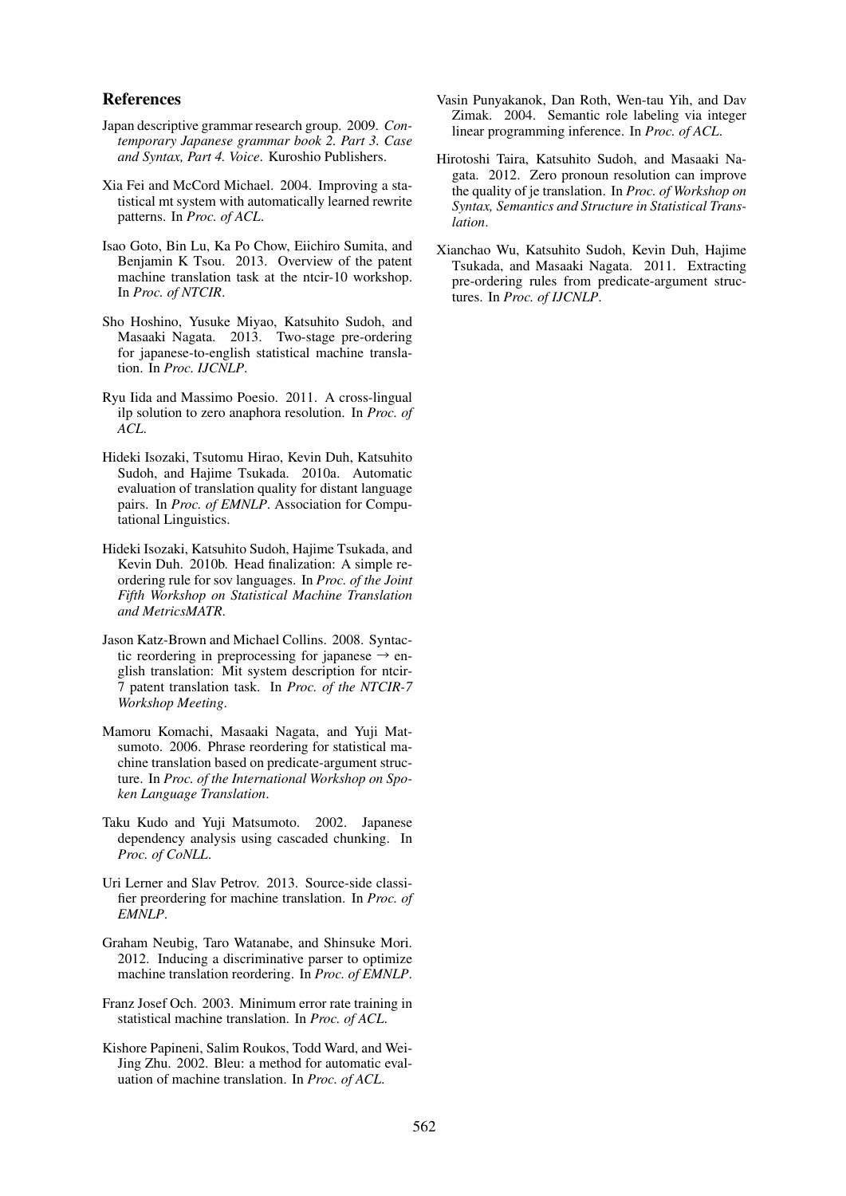## References

Japan descriptive grammar research group. 2009. *Contemporary Japanese grammar book 2. Part 3. Case and Syntax, Part 4. Voice*. Kuroshio Publishers.

Xia Fei and McCord Michael. 2004. Improving a statistical mt system with automatically learned rewrite patterns. In *Proc. of ACL*.

Isao Goto, Bin Lu, Ka Po Chow, Eiichiro Sumita, and Benjamin K Tsou. 2013. Overview of the patent machine translation task at the ntcir-10 workshop. In *Proc. of NTCIR*.

Sho Hoshino, Yusuke Miyao, Katsuhito Sudoh, and Masaaki Nagata. 2013. Two-stage pre-ordering for japanese-to-english statistical machine translation. In *Proc. IJCNLP*.

Ryu Iida and Massimo Poesio. 2011. A cross-lingual ilp solution to zero anaphora resolution. In *Proc. of ACL*.

Hideki Isozaki, Tsutomu Hirao, Kevin Duh, Katsuhito Sudoh, and Hajime Tsukada. 2010a. Automatic evaluation of translation quality for distant language pairs. In *Proc. of EMNLP*. Association for Computational Linguistics.

Hideki Isozaki, Katsuhito Sudoh, Hajime Tsukada, and Kevin Duh. 2010b. Head finalization: A simple reordering rule for sov languages. In *Proc. of the Joint Fifth Workshop on Statistical Machine Translation and MetricsMATR*.

Jason Katz-Brown and Michael Collins. 2008. Syntactic reordering in preprocessing for japanese → english translation: Mit system description for ntcir-7 patent translation task. In *Proc. of the NTCIR-7 Workshop Meeting*.

Mamoru Komachi, Masaaki Nagata, and Yuji Matsumoto. 2006. Phrase reordering for statistical machine translation based on predicate-argument structure. In *Proc. of the International Workshop on Spoken Language Translation*.

Taku Kudo and Yuji Matsumoto. 2002. Japanese dependency analysis using cascaded chunking. In *Proc. of CoNLL*.

Uri Lerner and Slav Petrov. 2013. Source-side classifier preordering for machine translation. In *Proc. of EMNLP*.

Graham Neubig, Taro Watanabe, and Shinsuke Mori. 2012. Inducing a discriminative parser to optimize machine translation reordering. In *Proc. of EMNLP*.

Franz Josef Och. 2003. Minimum error rate training in statistical machine translation. In *Proc. of ACL*.

Kishore Papineni, Salim Roukos, Todd Ward, and Wei-Jing Zhu. 2002. Bleu: a method for automatic evaluation of machine translation. In *Proc. of ACL*.

Vasin Punyakanok, Dan Roth, Wen-tau Yih, and Dav Zimak. 2004. Semantic role labeling via integer linear programming inference. In *Proc. of ACL*.

Hirotoshi Taira, Katsuhito Sudoh, and Masaaki Nagata. 2012. Zero pronoun resolution can improve the quality of je translation. In *Proc. of Workshop on Syntax, Semantics and Structure in Statistical Translation*.

Xianchao Wu, Katsuhito Sudoh, Kevin Duh, Hajime Tsukada, and Masaaki Nagata. 2011. Extracting pre-ordering rules from predicate-argument structures. In *Proc. of IJCNLP*.